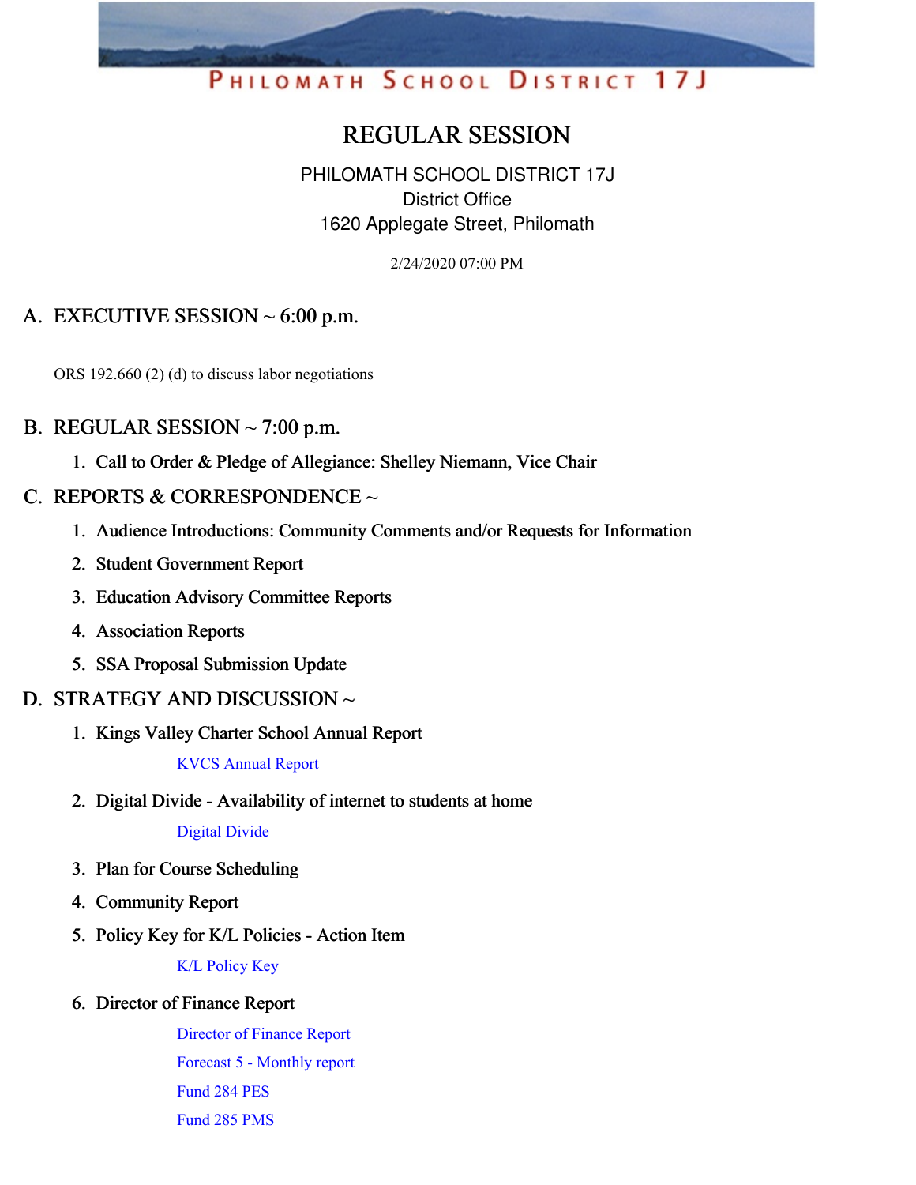PHILOMATH SCHOOL DISTRICT 17J

# REGULAR SESSION

PHILOMATH SCHOOL DISTRICT 17J
District Office
1620 Applegate Street, Philomath

2/24/2020 07:00 PM

## A. EXECUTIVE SESSION ~ 6:00 p.m.

ORS 192.660 (2) (d) to discuss labor negotiations

## B. REGULAR SESSION ~ 7:00 p.m.

1. Call to Order & Pledge of Allegiance: Shelley Niemann, Vice Chair

## C. REPORTS & CORRESPONDENCE ~

1. Audience Introductions: Community Comments and/or Requests for Information
2. Student Government Report
3. Education Advisory Committee Reports
4. Association Reports
5. SSA Proposal Submission Update

## D. STRATEGY AND DISCUSSION ~

1. Kings Valley Charter School Annual Report

   KVCS Annual Report

2. Digital Divide - Availability of internet to students at home

   Digital Divide

3. Plan for Course Scheduling
4. Community Report
5. Policy Key for K/L Policies - Action Item

   K/L Policy Key

6. Director of Finance Report

   Director of Finance Report

   Forecast 5 - Monthly report

   Fund 284 PES

   Fund 285 PMS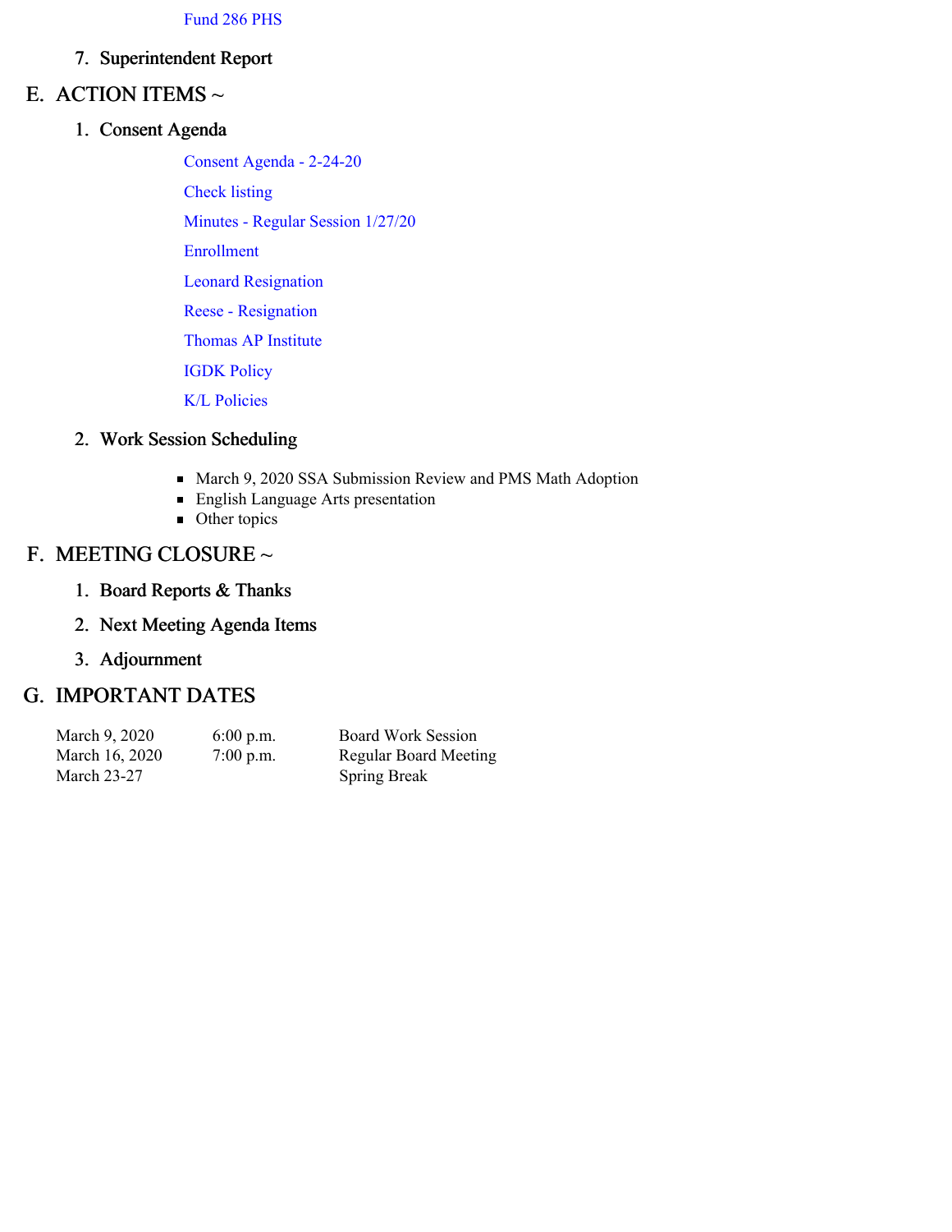Fund 286 PHS

7. **Superintendent Report**

## E. ACTION ITEMS ~

1. **Consent Agenda**

   Consent Agenda - 2-24-20

   Check listing

   Minutes - Regular Session 1/27/20

   Enrollment

   Leonard Resignation

   Reese - Resignation

   Thomas AP Institute

   IGDK Policy

   K/L Policies

2. **Work Session Scheduling**

   - March 9, 2020 SSA Submission Review and PMS Math Adoption
   - English Language Arts presentation
   - Other topics

## F. MEETING CLOSURE ~

1. **Board Reports & Thanks**
2. **Next Meeting Agenda Items**
3. **Adjournment**

## G. IMPORTANT DATES

| | | |
|---|---|---|
| March 9, 2020 | 6:00 p.m. | Board Work Session |
| March 16, 2020 | 7:00 p.m. | Regular Board Meeting |
| March 23-27 | | Spring Break |